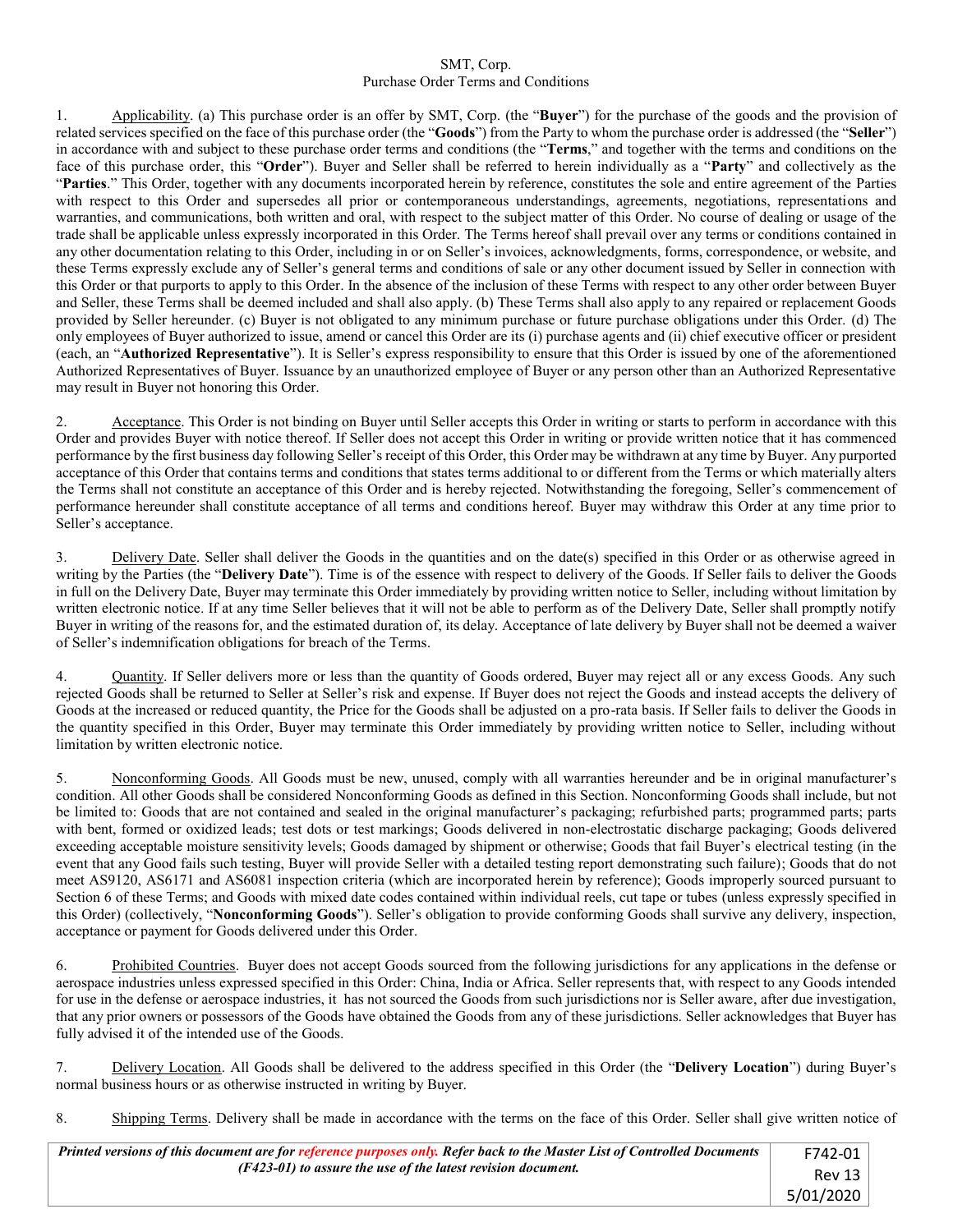SMT, Corp.
Purchase Order Terms and Conditions

1. Applicability. (a) This purchase order is an offer by SMT, Corp. (the "**Buyer**") for the purchase of the goods and the provision of related services specified on the face of this purchase order (the "**Goods**") from the Party to whom the purchase order is addressed (the "**Seller**") in accordance with and subject to these purchase order terms and conditions (the "**Terms**," and together with the terms and conditions on the face of this purchase order, this "**Order**"). Buyer and Seller shall be referred to herein individually as a "**Party**" and collectively as the "**Parties**." This Order, together with any documents incorporated herein by reference, constitutes the sole and entire agreement of the Parties with respect to this Order and supersedes all prior or contemporaneous understandings, agreements, negotiations, representations and warranties, and communications, both written and oral, with respect to the subject matter of this Order. No course of dealing or usage of the trade shall be applicable unless expressly incorporated in this Order. The Terms hereof shall prevail over any terms or conditions contained in any other documentation relating to this Order, including in or on Seller's invoices, acknowledgments, forms, correspondence, or website, and these Terms expressly exclude any of Seller's general terms and conditions of sale or any other document issued by Seller in connection with this Order or that purports to apply to this Order. In the absence of the inclusion of these Terms with respect to any other order between Buyer and Seller, these Terms shall be deemed included and shall also apply. (b) These Terms shall also apply to any repaired or replacement Goods provided by Seller hereunder. (c) Buyer is not obligated to any minimum purchase or future purchase obligations under this Order. (d) The only employees of Buyer authorized to issue, amend or cancel this Order are its (i) purchase agents and (ii) chief executive officer or president (each, an "**Authorized Representative**"). It is Seller's express responsibility to ensure that this Order is issued by one of the aforementioned Authorized Representatives of Buyer. Issuance by an unauthorized employee of Buyer or any person other than an Authorized Representative may result in Buyer not honoring this Order.

2. Acceptance. This Order is not binding on Buyer until Seller accepts this Order in writing or starts to perform in accordance with this Order and provides Buyer with notice thereof. If Seller does not accept this Order in writing or provide written notice that it has commenced performance by the first business day following Seller's receipt of this Order, this Order may be withdrawn at any time by Buyer. Any purported acceptance of this Order that contains terms and conditions that states terms additional to or different from the Terms or which materially alters the Terms shall not constitute an acceptance of this Order and is hereby rejected. Notwithstanding the foregoing, Seller's commencement of performance hereunder shall constitute acceptance of all terms and conditions hereof. Buyer may withdraw this Order at any time prior to Seller's acceptance.

3. Delivery Date. Seller shall deliver the Goods in the quantities and on the date(s) specified in this Order or as otherwise agreed in writing by the Parties (the "**Delivery Date**"). Time is of the essence with respect to delivery of the Goods. If Seller fails to deliver the Goods in full on the Delivery Date, Buyer may terminate this Order immediately by providing written notice to Seller, including without limitation by written electronic notice. If at any time Seller believes that it will not be able to perform as of the Delivery Date, Seller shall promptly notify Buyer in writing of the reasons for, and the estimated duration of, its delay. Acceptance of late delivery by Buyer shall not be deemed a waiver of Seller's indemnification obligations for breach of the Terms.

4. Quantity. If Seller delivers more or less than the quantity of Goods ordered, Buyer may reject all or any excess Goods. Any such rejected Goods shall be returned to Seller at Seller's risk and expense. If Buyer does not reject the Goods and instead accepts the delivery of Goods at the increased or reduced quantity, the Price for the Goods shall be adjusted on a pro-rata basis. If Seller fails to deliver the Goods in the quantity specified in this Order, Buyer may terminate this Order immediately by providing written notice to Seller, including without limitation by written electronic notice.

5. Nonconforming Goods. All Goods must be new, unused, comply with all warranties hereunder and be in original manufacturer's condition. All other Goods shall be considered Nonconforming Goods as defined in this Section. Nonconforming Goods shall include, but not be limited to: Goods that are not contained and sealed in the original manufacturer's packaging; refurbished parts; programmed parts; parts with bent, formed or oxidized leads; test dots or test markings; Goods delivered in non-electrostatic discharge packaging; Goods delivered exceeding acceptable moisture sensitivity levels; Goods damaged by shipment or otherwise; Goods that fail Buyer's electrical testing (in the event that any Good fails such testing, Buyer will provide Seller with a detailed testing report demonstrating such failure); Goods that do not meet AS9120, AS6171 and AS6081 inspection criteria (which are incorporated herein by reference); Goods improperly sourced pursuant to Section 6 of these Terms; and Goods with mixed date codes contained within individual reels, cut tape or tubes (unless expressly specified in this Order) (collectively, "**Nonconforming Goods**"). Seller's obligation to provide conforming Goods shall survive any delivery, inspection, acceptance or payment for Goods delivered under this Order.

6. Prohibited Countries. Buyer does not accept Goods sourced from the following jurisdictions for any applications in the defense or aerospace industries unless expressed specified in this Order: China, India or Africa. Seller represents that, with respect to any Goods intended for use in the defense or aerospace industries, it has not sourced the Goods from such jurisdictions nor is Seller aware, after due investigation, that any prior owners or possessors of the Goods have obtained the Goods from any of these jurisdictions. Seller acknowledges that Buyer has fully advised it of the intended use of the Goods.

7. Delivery Location. All Goods shall be delivered to the address specified in this Order (the "**Delivery Location**") during Buyer's normal business hours or as otherwise instructed in writing by Buyer.

8. Shipping Terms. Delivery shall be made in accordance with the terms on the face of this Order. Seller shall give written notice of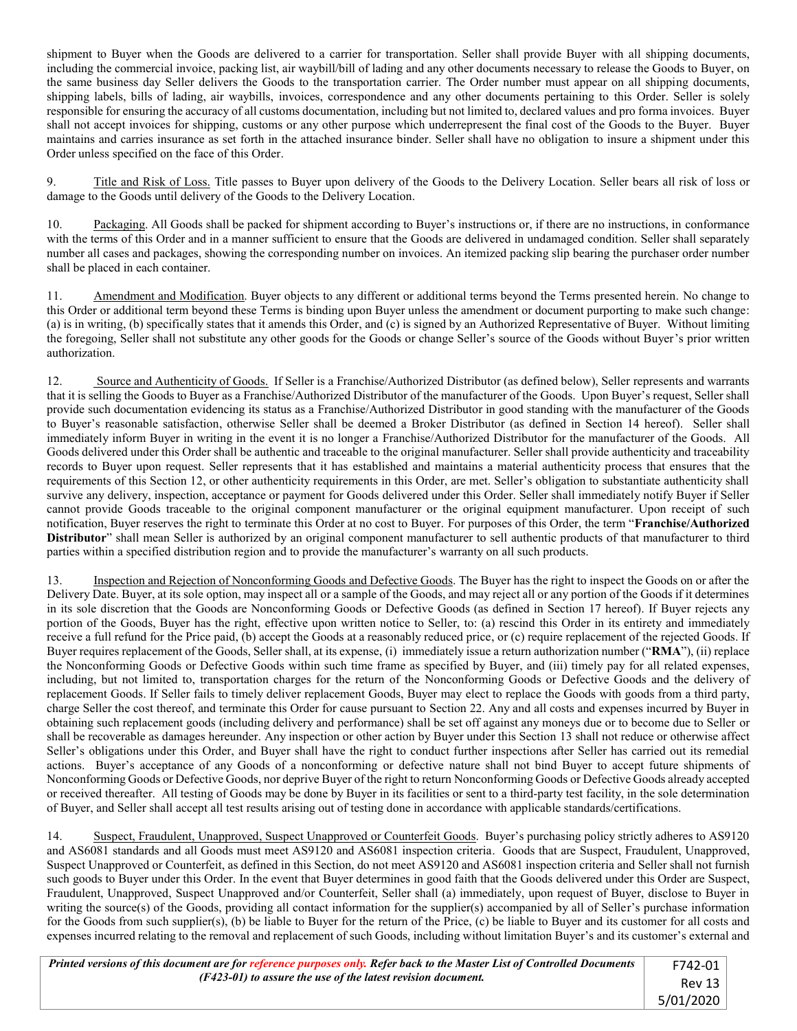shipment to Buyer when the Goods are delivered to a carrier for transportation. Seller shall provide Buyer with all shipping documents, including the commercial invoice, packing list, air waybill/bill of lading and any other documents necessary to release the Goods to Buyer, on the same business day Seller delivers the Goods to the transportation carrier. The Order number must appear on all shipping documents, shipping labels, bills of lading, air waybills, invoices, correspondence and any other documents pertaining to this Order. Seller is solely responsible for ensuring the accuracy of all customs documentation, including but not limited to, declared values and pro forma invoices. Buyer shall not accept invoices for shipping, customs or any other purpose which underrepresent the final cost of the Goods to the Buyer. Buyer maintains and carries insurance as set forth in the attached insurance binder. Seller shall have no obligation to insure a shipment under this Order unless specified on the face of this Order.

9. Title and Risk of Loss. Title passes to Buyer upon delivery of the Goods to the Delivery Location. Seller bears all risk of loss or damage to the Goods until delivery of the Goods to the Delivery Location.

10. Packaging. All Goods shall be packed for shipment according to Buyer's instructions or, if there are no instructions, in conformance with the terms of this Order and in a manner sufficient to ensure that the Goods are delivered in undamaged condition. Seller shall separately number all cases and packages, showing the corresponding number on invoices. An itemized packing slip bearing the purchaser order number shall be placed in each container.

11. Amendment and Modification. Buyer objects to any different or additional terms beyond the Terms presented herein. No change to this Order or additional term beyond these Terms is binding upon Buyer unless the amendment or document purporting to make such change: (a) is in writing, (b) specifically states that it amends this Order, and (c) is signed by an Authorized Representative of Buyer. Without limiting the foregoing, Seller shall not substitute any other goods for the Goods or change Seller's source of the Goods without Buyer's prior written authorization.

12. Source and Authenticity of Goods. If Seller is a Franchise/Authorized Distributor (as defined below), Seller represents and warrants that it is selling the Goods to Buyer as a Franchise/Authorized Distributor of the manufacturer of the Goods. Upon Buyer's request, Seller shall provide such documentation evidencing its status as a Franchise/Authorized Distributor in good standing with the manufacturer of the Goods to Buyer's reasonable satisfaction, otherwise Seller shall be deemed a Broker Distributor (as defined in Section 14 hereof). Seller shall immediately inform Buyer in writing in the event it is no longer a Franchise/Authorized Distributor for the manufacturer of the Goods. All Goods delivered under this Order shall be authentic and traceable to the original manufacturer. Seller shall provide authenticity and traceability records to Buyer upon request. Seller represents that it has established and maintains a material authenticity process that ensures that the requirements of this Section 12, or other authenticity requirements in this Order, are met. Seller's obligation to substantiate authenticity shall survive any delivery, inspection, acceptance or payment for Goods delivered under this Order. Seller shall immediately notify Buyer if Seller cannot provide Goods traceable to the original component manufacturer or the original equipment manufacturer. Upon receipt of such notification, Buyer reserves the right to terminate this Order at no cost to Buyer. For purposes of this Order, the term "**Franchise/Authorized Distributor**" shall mean Seller is authorized by an original component manufacturer to sell authentic products of that manufacturer to third parties within a specified distribution region and to provide the manufacturer's warranty on all such products.

13. Inspection and Rejection of Nonconforming Goods and Defective Goods. The Buyer has the right to inspect the Goods on or after the Delivery Date. Buyer, at its sole option, may inspect all or a sample of the Goods, and may reject all or any portion of the Goods if it determines in its sole discretion that the Goods are Nonconforming Goods or Defective Goods (as defined in Section 17 hereof). If Buyer rejects any portion of the Goods, Buyer has the right, effective upon written notice to Seller, to: (a) rescind this Order in its entirety and immediately receive a full refund for the Price paid, (b) accept the Goods at a reasonably reduced price, or (c) require replacement of the rejected Goods. If Buyer requires replacement of the Goods, Seller shall, at its expense, (i) immediately issue a return authorization number ("**RMA**"), (ii) replace the Nonconforming Goods or Defective Goods within such time frame as specified by Buyer, and (iii) timely pay for all related expenses, including, but not limited to, transportation charges for the return of the Nonconforming Goods or Defective Goods and the delivery of replacement Goods. If Seller fails to timely deliver replacement Goods, Buyer may elect to replace the Goods with goods from a third party, charge Seller the cost thereof, and terminate this Order for cause pursuant to Section 22. Any and all costs and expenses incurred by Buyer in obtaining such replacement goods (including delivery and performance) shall be set off against any moneys due or to become due to Seller or shall be recoverable as damages hereunder. Any inspection or other action by Buyer under this Section 13 shall not reduce or otherwise affect Seller's obligations under this Order, and Buyer shall have the right to conduct further inspections after Seller has carried out its remedial actions. Buyer's acceptance of any Goods of a nonconforming or defective nature shall not bind Buyer to accept future shipments of Nonconforming Goods or Defective Goods, nor deprive Buyer of the right to return Nonconforming Goods or Defective Goods already accepted or received thereafter. All testing of Goods may be done by Buyer in its facilities or sent to a third-party test facility, in the sole determination of Buyer, and Seller shall accept all test results arising out of testing done in accordance with applicable standards/certifications.

14. Suspect, Fraudulent, Unapproved, Suspect Unapproved or Counterfeit Goods. Buyer's purchasing policy strictly adheres to AS9120 and AS6081 standards and all Goods must meet AS9120 and AS6081 inspection criteria. Goods that are Suspect, Fraudulent, Unapproved, Suspect Unapproved or Counterfeit, as defined in this Section, do not meet AS9120 and AS6081 inspection criteria and Seller shall not furnish such goods to Buyer under this Order. In the event that Buyer determines in good faith that the Goods delivered under this Order are Suspect, Fraudulent, Unapproved, Suspect Unapproved and/or Counterfeit, Seller shall (a) immediately, upon request of Buyer, disclose to Buyer in writing the source(s) of the Goods, providing all contact information for the supplier(s) accompanied by all of Seller's purchase information for the Goods from such supplier(s), (b) be liable to Buyer for the return of the Price, (c) be liable to Buyer and its customer for all costs and expenses incurred relating to the removal and replacement of such Goods, including without limitation Buyer's and its customer's external and

| *Printed versions of this document are for reference purposes only. Refer back to the Master List of Controlled Documents (F423-01) to assure the use of the latest revision document.* | F742-01 Rev 13 5/01/2020 |
|---|---|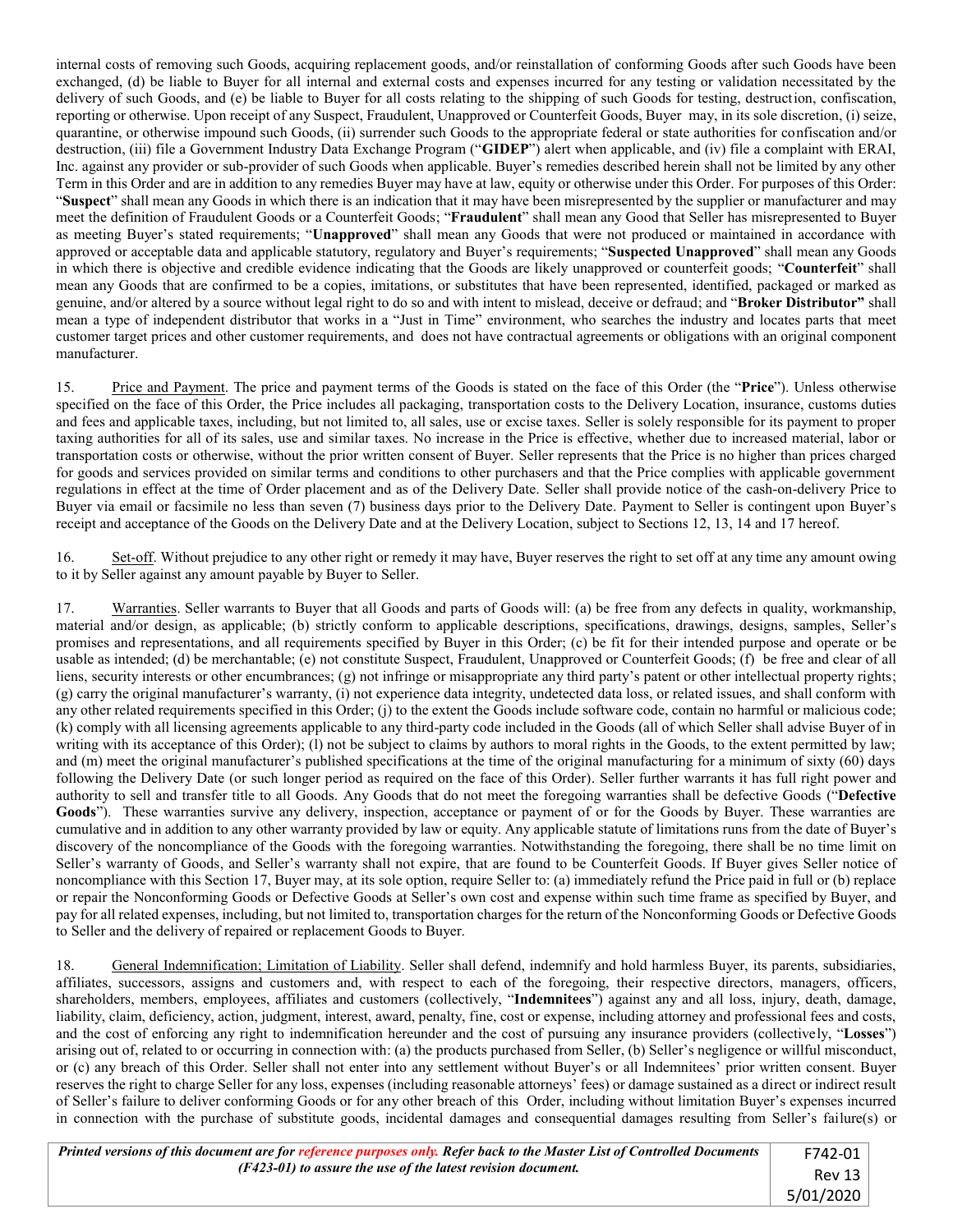internal costs of removing such Goods, acquiring replacement goods, and/or reinstallation of conforming Goods after such Goods have been exchanged, (d) be liable to Buyer for all internal and external costs and expenses incurred for any testing or validation necessitated by the delivery of such Goods, and (e) be liable to Buyer for all costs relating to the shipping of such Goods for testing, destruction, confiscation, reporting or otherwise. Upon receipt of any Suspect, Fraudulent, Unapproved or Counterfeit Goods, Buyer may, in its sole discretion, (i) seize, quarantine, or otherwise impound such Goods, (ii) surrender such Goods to the appropriate federal or state authorities for confiscation and/or destruction, (iii) file a Government Industry Data Exchange Program ("**GIDEP**") alert when applicable, and (iv) file a complaint with ERAI, Inc. against any provider or sub-provider of such Goods when applicable. Buyer's remedies described herein shall not be limited by any other Term in this Order and are in addition to any remedies Buyer may have at law, equity or otherwise under this Order. For purposes of this Order: "**Suspect**" shall mean any Goods in which there is an indication that it may have been misrepresented by the supplier or manufacturer and may meet the definition of Fraudulent Goods or a Counterfeit Goods; "**Fraudulent**" shall mean any Good that Seller has misrepresented to Buyer as meeting Buyer's stated requirements; "**Unapproved**" shall mean any Goods that were not produced or maintained in accordance with approved or acceptable data and applicable statutory, regulatory and Buyer's requirements; "**Suspected Unapproved**" shall mean any Goods in which there is objective and credible evidence indicating that the Goods are likely unapproved or counterfeit goods; "**Counterfeit**" shall mean any Goods that are confirmed to be a copies, imitations, or substitutes that have been represented, identified, packaged or marked as genuine, and/or altered by a source without legal right to do so and with intent to mislead, deceive or defraud; and "**Broker Distributor"** shall mean a type of independent distributor that works in a "Just in Time" environment, who searches the industry and locates parts that meet customer target prices and other customer requirements, and does not have contractual agreements or obligations with an original component manufacturer.

15. Price and Payment. The price and payment terms of the Goods is stated on the face of this Order (the "**Price**"). Unless otherwise specified on the face of this Order, the Price includes all packaging, transportation costs to the Delivery Location, insurance, customs duties and fees and applicable taxes, including, but not limited to, all sales, use or excise taxes. Seller is solely responsible for its payment to proper taxing authorities for all of its sales, use and similar taxes. No increase in the Price is effective, whether due to increased material, labor or transportation costs or otherwise, without the prior written consent of Buyer. Seller represents that the Price is no higher than prices charged for goods and services provided on similar terms and conditions to other purchasers and that the Price complies with applicable government regulations in effect at the time of Order placement and as of the Delivery Date. Seller shall provide notice of the cash-on-delivery Price to Buyer via email or facsimile no less than seven (7) business days prior to the Delivery Date. Payment to Seller is contingent upon Buyer's receipt and acceptance of the Goods on the Delivery Date and at the Delivery Location, subject to Sections 12, 13, 14 and 17 hereof.

16. Set-off. Without prejudice to any other right or remedy it may have, Buyer reserves the right to set off at any time any amount owing to it by Seller against any amount payable by Buyer to Seller.

17. Warranties. Seller warrants to Buyer that all Goods and parts of Goods will: (a) be free from any defects in quality, workmanship, material and/or design, as applicable; (b) strictly conform to applicable descriptions, specifications, drawings, designs, samples, Seller's promises and representations, and all requirements specified by Buyer in this Order; (c) be fit for their intended purpose and operate or be usable as intended; (d) be merchantable; (e) not constitute Suspect, Fraudulent, Unapproved or Counterfeit Goods; (f) be free and clear of all liens, security interests or other encumbrances; (g) not infringe or misappropriate any third party's patent or other intellectual property rights; (g) carry the original manufacturer's warranty, (i) not experience data integrity, undetected data loss, or related issues, and shall conform with any other related requirements specified in this Order; (j) to the extent the Goods include software code, contain no harmful or malicious code; (k) comply with all licensing agreements applicable to any third-party code included in the Goods (all of which Seller shall advise Buyer of in writing with its acceptance of this Order); (l) not be subject to claims by authors to moral rights in the Goods, to the extent permitted by law; and (m) meet the original manufacturer's published specifications at the time of the original manufacturing for a minimum of sixty (60) days following the Delivery Date (or such longer period as required on the face of this Order). Seller further warrants it has full right power and authority to sell and transfer title to all Goods. Any Goods that do not meet the foregoing warranties shall be defective Goods ("**Defective Goods**"). These warranties survive any delivery, inspection, acceptance or payment of or for the Goods by Buyer. These warranties are cumulative and in addition to any other warranty provided by law or equity. Any applicable statute of limitations runs from the date of Buyer's discovery of the noncompliance of the Goods with the foregoing warranties. Notwithstanding the foregoing, there shall be no time limit on Seller's warranty of Goods, and Seller's warranty shall not expire, that are found to be Counterfeit Goods. If Buyer gives Seller notice of noncompliance with this Section 17, Buyer may, at its sole option, require Seller to: (a) immediately refund the Price paid in full or (b) replace or repair the Nonconforming Goods or Defective Goods at Seller's own cost and expense within such time frame as specified by Buyer, and pay for all related expenses, including, but not limited to, transportation charges for the return of the Nonconforming Goods or Defective Goods to Seller and the delivery of repaired or replacement Goods to Buyer.

18. General Indemnification; Limitation of Liability. Seller shall defend, indemnify and hold harmless Buyer, its parents, subsidiaries, affiliates, successors, assigns and customers and, with respect to each of the foregoing, their respective directors, managers, officers, shareholders, members, employees, affiliates and customers (collectively, "**Indemnitees**") against any and all loss, injury, death, damage, liability, claim, deficiency, action, judgment, interest, award, penalty, fine, cost or expense, including attorney and professional fees and costs, and the cost of enforcing any right to indemnification hereunder and the cost of pursuing any insurance providers (collectively, "**Losses**") arising out of, related to or occurring in connection with: (a) the products purchased from Seller, (b) Seller's negligence or willful misconduct, or (c) any breach of this Order. Seller shall not enter into any settlement without Buyer's or all Indemnitees' prior written consent. Buyer reserves the right to charge Seller for any loss, expenses (including reasonable attorneys' fees) or damage sustained as a direct or indirect result of Seller's failure to deliver conforming Goods or for any other breach of this Order, including without limitation Buyer's expenses incurred in connection with the purchase of substitute goods, incidental damages and consequential damages resulting from Seller's failure(s) or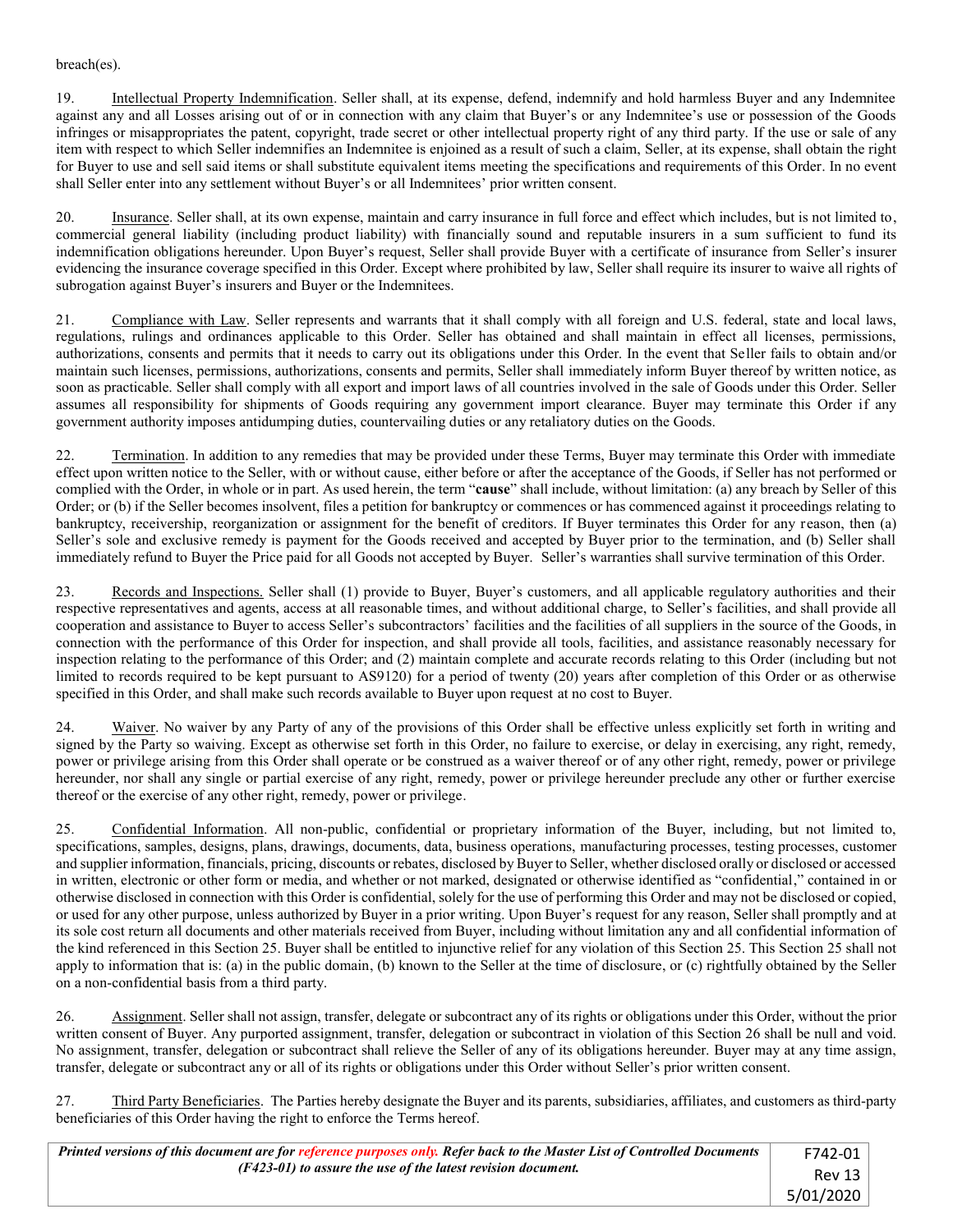breach(es).

19. Intellectual Property Indemnification. Seller shall, at its expense, defend, indemnify and hold harmless Buyer and any Indemnitee against any and all Losses arising out of or in connection with any claim that Buyer's or any Indemnitee's use or possession of the Goods infringes or misappropriates the patent, copyright, trade secret or other intellectual property right of any third party. If the use or sale of any item with respect to which Seller indemnifies an Indemnitee is enjoined as a result of such a claim, Seller, at its expense, shall obtain the right for Buyer to use and sell said items or shall substitute equivalent items meeting the specifications and requirements of this Order. In no event shall Seller enter into any settlement without Buyer's or all Indemnitees' prior written consent.

20. Insurance. Seller shall, at its own expense, maintain and carry insurance in full force and effect which includes, but is not limited to, commercial general liability (including product liability) with financially sound and reputable insurers in a sum sufficient to fund its indemnification obligations hereunder. Upon Buyer's request, Seller shall provide Buyer with a certificate of insurance from Seller's insurer evidencing the insurance coverage specified in this Order. Except where prohibited by law, Seller shall require its insurer to waive all rights of subrogation against Buyer's insurers and Buyer or the Indemnitees.

21. Compliance with Law. Seller represents and warrants that it shall comply with all foreign and U.S. federal, state and local laws, regulations, rulings and ordinances applicable to this Order. Seller has obtained and shall maintain in effect all licenses, permissions, authorizations, consents and permits that it needs to carry out its obligations under this Order. In the event that Seller fails to obtain and/or maintain such licenses, permissions, authorizations, consents and permits, Seller shall immediately inform Buyer thereof by written notice, as soon as practicable. Seller shall comply with all export and import laws of all countries involved in the sale of Goods under this Order. Seller assumes all responsibility for shipments of Goods requiring any government import clearance. Buyer may terminate this Order if any government authority imposes antidumping duties, countervailing duties or any retaliatory duties on the Goods.

22. Termination. In addition to any remedies that may be provided under these Terms, Buyer may terminate this Order with immediate effect upon written notice to the Seller, with or without cause, either before or after the acceptance of the Goods, if Seller has not performed or complied with the Order, in whole or in part. As used herein, the term "**cause**" shall include, without limitation: (a) any breach by Seller of this Order; or (b) if the Seller becomes insolvent, files a petition for bankruptcy or commences or has commenced against it proceedings relating to bankruptcy, receivership, reorganization or assignment for the benefit of creditors. If Buyer terminates this Order for any reason, then (a) Seller's sole and exclusive remedy is payment for the Goods received and accepted by Buyer prior to the termination, and (b) Seller shall immediately refund to Buyer the Price paid for all Goods not accepted by Buyer. Seller's warranties shall survive termination of this Order.

23. Records and Inspections. Seller shall (1) provide to Buyer, Buyer's customers, and all applicable regulatory authorities and their respective representatives and agents, access at all reasonable times, and without additional charge, to Seller's facilities, and shall provide all cooperation and assistance to Buyer to access Seller's subcontractors' facilities and the facilities of all suppliers in the source of the Goods, in connection with the performance of this Order for inspection, and shall provide all tools, facilities, and assistance reasonably necessary for inspection relating to the performance of this Order; and (2) maintain complete and accurate records relating to this Order (including but not limited to records required to be kept pursuant to AS9120) for a period of twenty (20) years after completion of this Order or as otherwise specified in this Order, and shall make such records available to Buyer upon request at no cost to Buyer.

24. Waiver. No waiver by any Party of any of the provisions of this Order shall be effective unless explicitly set forth in writing and signed by the Party so waiving. Except as otherwise set forth in this Order, no failure to exercise, or delay in exercising, any right, remedy, power or privilege arising from this Order shall operate or be construed as a waiver thereof or of any other right, remedy, power or privilege hereunder, nor shall any single or partial exercise of any right, remedy, power or privilege hereunder preclude any other or further exercise thereof or the exercise of any other right, remedy, power or privilege.

25. Confidential Information. All non-public, confidential or proprietary information of the Buyer, including, but not limited to, specifications, samples, designs, plans, drawings, documents, data, business operations, manufacturing processes, testing processes, customer and supplier information, financials, pricing, discounts or rebates, disclosed by Buyer to Seller, whether disclosed orally or disclosed or accessed in written, electronic or other form or media, and whether or not marked, designated or otherwise identified as "confidential," contained in or otherwise disclosed in connection with this Order is confidential, solely for the use of performing this Order and may not be disclosed or copied, or used for any other purpose, unless authorized by Buyer in a prior writing. Upon Buyer's request for any reason, Seller shall promptly and at its sole cost return all documents and other materials received from Buyer, including without limitation any and all confidential information of the kind referenced in this Section 25. Buyer shall be entitled to injunctive relief for any violation of this Section 25. This Section 25 shall not apply to information that is: (a) in the public domain, (b) known to the Seller at the time of disclosure, or (c) rightfully obtained by the Seller on a non-confidential basis from a third party.

26. Assignment. Seller shall not assign, transfer, delegate or subcontract any of its rights or obligations under this Order, without the prior written consent of Buyer. Any purported assignment, transfer, delegation or subcontract in violation of this Section 26 shall be null and void. No assignment, transfer, delegation or subcontract shall relieve the Seller of any of its obligations hereunder. Buyer may at any time assign, transfer, delegate or subcontract any or all of its rights or obligations under this Order without Seller's prior written consent.

27. Third Party Beneficiaries. The Parties hereby designate the Buyer and its parents, subsidiaries, affiliates, and customers as third-party beneficiaries of this Order having the right to enforce the Terms hereof.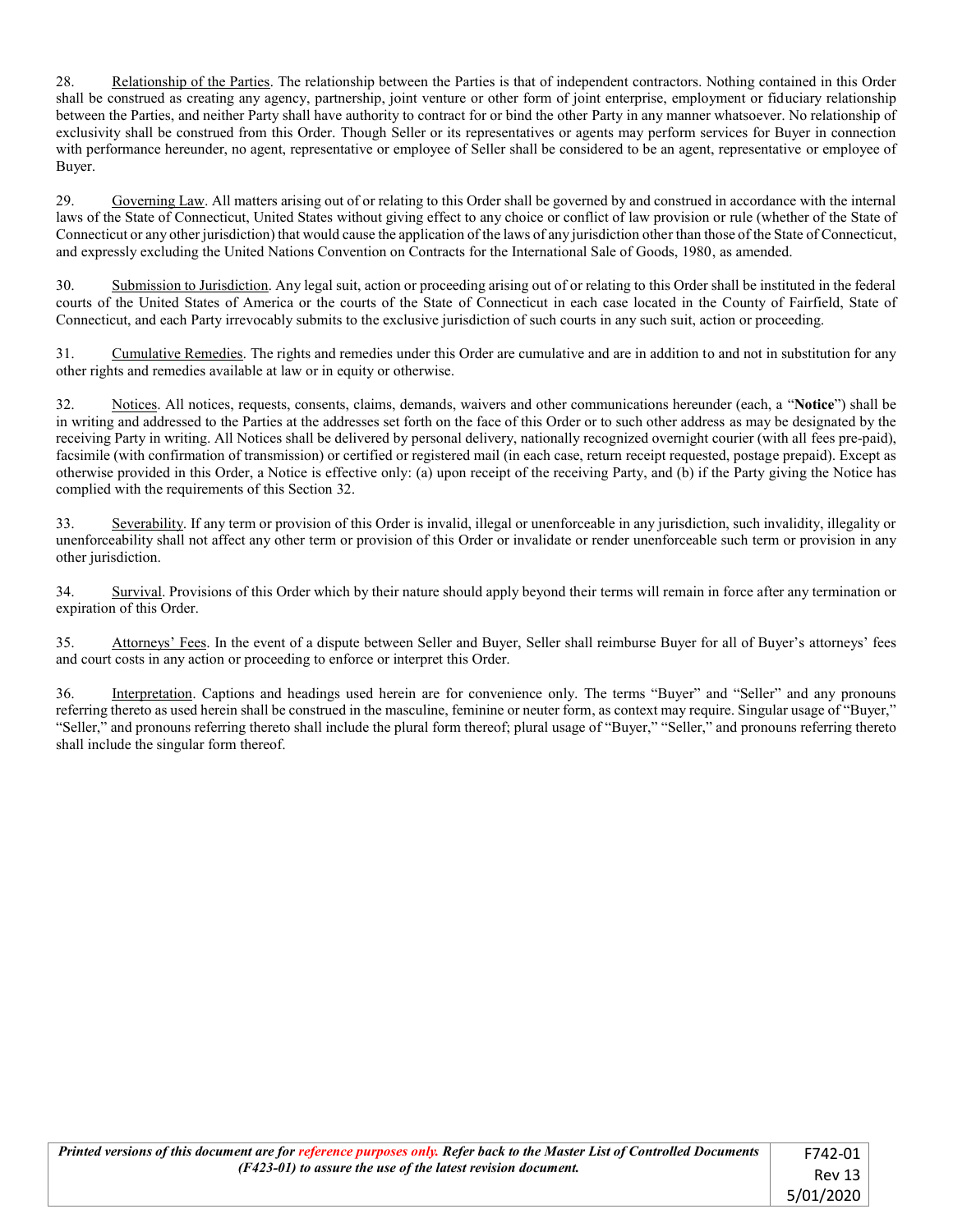28. Relationship of the Parties. The relationship between the Parties is that of independent contractors. Nothing contained in this Order shall be construed as creating any agency, partnership, joint venture or other form of joint enterprise, employment or fiduciary relationship between the Parties, and neither Party shall have authority to contract for or bind the other Party in any manner whatsoever. No relationship of exclusivity shall be construed from this Order. Though Seller or its representatives or agents may perform services for Buyer in connection with performance hereunder, no agent, representative or employee of Seller shall be considered to be an agent, representative or employee of Buyer.

29. Governing Law. All matters arising out of or relating to this Order shall be governed by and construed in accordance with the internal laws of the State of Connecticut, United States without giving effect to any choice or conflict of law provision or rule (whether of the State of Connecticut or any other jurisdiction) that would cause the application of the laws of any jurisdiction other than those of the State of Connecticut, and expressly excluding the United Nations Convention on Contracts for the International Sale of Goods, 1980, as amended.

30. Submission to Jurisdiction. Any legal suit, action or proceeding arising out of or relating to this Order shall be instituted in the federal courts of the United States of America or the courts of the State of Connecticut in each case located in the County of Fairfield, State of Connecticut, and each Party irrevocably submits to the exclusive jurisdiction of such courts in any such suit, action or proceeding.

31. Cumulative Remedies. The rights and remedies under this Order are cumulative and are in addition to and not in substitution for any other rights and remedies available at law or in equity or otherwise.

32. Notices. All notices, requests, consents, claims, demands, waivers and other communications hereunder (each, a "**Notice**") shall be in writing and addressed to the Parties at the addresses set forth on the face of this Order or to such other address as may be designated by the receiving Party in writing. All Notices shall be delivered by personal delivery, nationally recognized overnight courier (with all fees pre-paid), facsimile (with confirmation of transmission) or certified or registered mail (in each case, return receipt requested, postage prepaid). Except as otherwise provided in this Order, a Notice is effective only: (a) upon receipt of the receiving Party, and (b) if the Party giving the Notice has complied with the requirements of this Section 32.

33. Severability. If any term or provision of this Order is invalid, illegal or unenforceable in any jurisdiction, such invalidity, illegality or unenforceability shall not affect any other term or provision of this Order or invalidate or render unenforceable such term or provision in any other jurisdiction.

34. Survival. Provisions of this Order which by their nature should apply beyond their terms will remain in force after any termination or expiration of this Order.

35. Attorneys' Fees. In the event of a dispute between Seller and Buyer, Seller shall reimburse Buyer for all of Buyer's attorneys' fees and court costs in any action or proceeding to enforce or interpret this Order.

36. Interpretation. Captions and headings used herein are for convenience only. The terms "Buyer" and "Seller" and any pronouns referring thereto as used herein shall be construed in the masculine, feminine or neuter form, as context may require. Singular usage of "Buyer," "Seller," and pronouns referring thereto shall include the plural form thereof; plural usage of "Buyer," "Seller," and pronouns referring thereto shall include the singular form thereof.

| ***Printed versions of this document are for reference purposes only. Refer back to the Master List of Controlled Documents (F423-01) to assure the use of the latest revision document.*** | F742-01 Rev 13 5/01/2020 |
|---|---|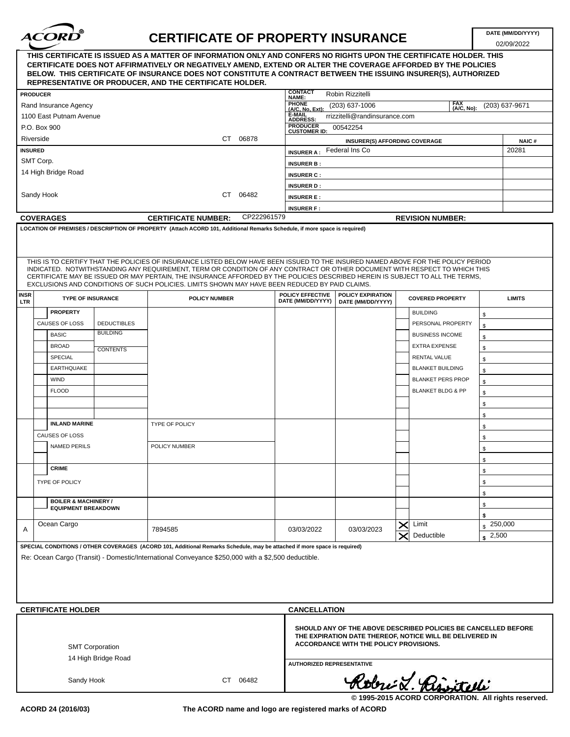ACORD®

# CERTIFICATE OF PROPERTY INSURANCE

DATE (MM/DD/YYYY): 02/09/2022

**THIS CERTIFICATE IS ISSUED AS A MATTER OF INFORMATION ONLY AND CONFERS NO RIGHTS UPON THE CERTIFICATE HOLDER. THIS CERTIFICATE DOES NOT AFFIRMATIVELY OR NEGATIVELY AMEND, EXTEND OR ALTER THE COVERAGE AFFORDED BY THE POLICIES BELOW. THIS CERTIFICATE OF INSURANCE DOES NOT CONSTITUTE A CONTRACT BETWEEN THE ISSUING INSURER(S), AUTHORIZED REPRESENTATIVE OR PRODUCER, AND THE CERTIFICATE HOLDER.**

| | |
|---|---|
| **PRODUCER** | **CONTACT NAME:** Robin Rizzitelli |
| Rand Insurance Agency | **PHONE (A/C, No, Ext):** (203) 637-1006 **FAX (A/C, No):** (203) 637-9671 |
| 1100 East Putnam Avenue | **E-MAIL ADDRESS:** rrizzitelli@randinsurance.com |
| P.O. Box 900 | **PRODUCER CUSTOMER ID:** 00542254 |
| Riverside CT 06878 | |

| INSURER(S) AFFORDING COVERAGE | NAIC # |
|---|---|
| INSURER A : Federal Ins Co | 20281 |
| INSURER B : | |
| INSURER C : | |
| INSURER D : | |
| INSURER E : | |
| INSURER F : | |

**INSURED**

SMT Corp.
14 High Bridge Road
Sandy Hook CT 06482

**COVERAGES** **CERTIFICATE NUMBER:** CP222961579 **REVISION NUMBER:**

**LOCATION OF PREMISES / DESCRIPTION OF PROPERTY** (Attach ACORD 101, Additional Remarks Schedule, if more space is required)

THIS IS TO CERTIFY THAT THE POLICIES OF INSURANCE LISTED BELOW HAVE BEEN ISSUED TO THE INSURED NAMED ABOVE FOR THE POLICY PERIOD INDICATED. NOTWITHSTANDING ANY REQUIREMENT, TERM OR CONDITION OF ANY CONTRACT OR OTHER DOCUMENT WITH RESPECT TO WHICH THIS CERTIFICATE MAY BE ISSUED OR MAY PERTAIN, THE INSURANCE AFFORDED BY THE POLICIES DESCRIBED HEREIN IS SUBJECT TO ALL THE TERMS, EXCLUSIONS AND CONDITIONS OF SUCH POLICIES. LIMITS SHOWN MAY HAVE BEEN REDUCED BY PAID CLAIMS.

| INSR LTR | TYPE OF INSURANCE | POLICY NUMBER | POLICY EFFECTIVE DATE (MM/DD/YYYY) | POLICY EXPIRATION DATE (MM/DD/YYYY) | COVERED PROPERTY | LIMITS |
|---|---|---|---|---|---|---|
| | **PROPERTY** | | | | BUILDING | $ |
| | CAUSES OF LOSS / DEDUCTIBLES | | | | PERSONAL PROPERTY | $ |
| | BASIC / BUILDING | | | | BUSINESS INCOME | $ |
| | BROAD / CONTENTS | | | | EXTRA EXPENSE | $ |
| | SPECIAL | | | | RENTAL VALUE | $ |
| | EARTHQUAKE | | | | BLANKET BUILDING | $ |
| | WIND | | | | BLANKET PERS PROP | $ |
| | FLOOD | | | | BLANKET BLDG & PP | $ |
| | | | | | | $ |
| | | | | | | $ |
| | **INLAND MARINE** | TYPE OF POLICY | | | | $ |
| | CAUSES OF LOSS | | | | | $ |
| | NAMED PERILS | POLICY NUMBER | | | | $ |
| | | | | | | $ |
| | **CRIME** | | | | | $ |
| | TYPE OF POLICY | | | | | $ |
| | | | | | | $ |
| | **BOILER & MACHINERY / EQUIPMENT BREAKDOWN** | | | | | $ |
| | | | | | | $ |
| A | Ocean Cargo | 7894585 | 03/03/2022 | 03/03/2023 | X Limit | $ 250,000 |
| | | | | | X Deductible | $ 2,500 |

**SPECIAL CONDITIONS / OTHER COVERAGES** (ACORD 101, Additional Remarks Schedule, may be attached if more space is required)

Re: Ocean Cargo (Transit) - Domestic/International Conveyance $250,000 with a $2,500 deductible.

**CERTIFICATE HOLDER**

SMT Corporation
14 High Bridge Road
Sandy Hook CT 06482

**CANCELLATION**

**SHOULD ANY OF THE ABOVE DESCRIBED POLICIES BE CANCELLED BEFORE THE EXPIRATION DATE THEREOF, NOTICE WILL BE DELIVERED IN ACCORDANCE WITH THE POLICY PROVISIONS.**

**AUTHORIZED REPRESENTATIVE**

Robin L. Rizzitelli

**© 1995-2015 ACORD CORPORATION. All rights reserved.**

ACORD 24 (2016/03) The ACORD name and logo are registered marks of ACORD